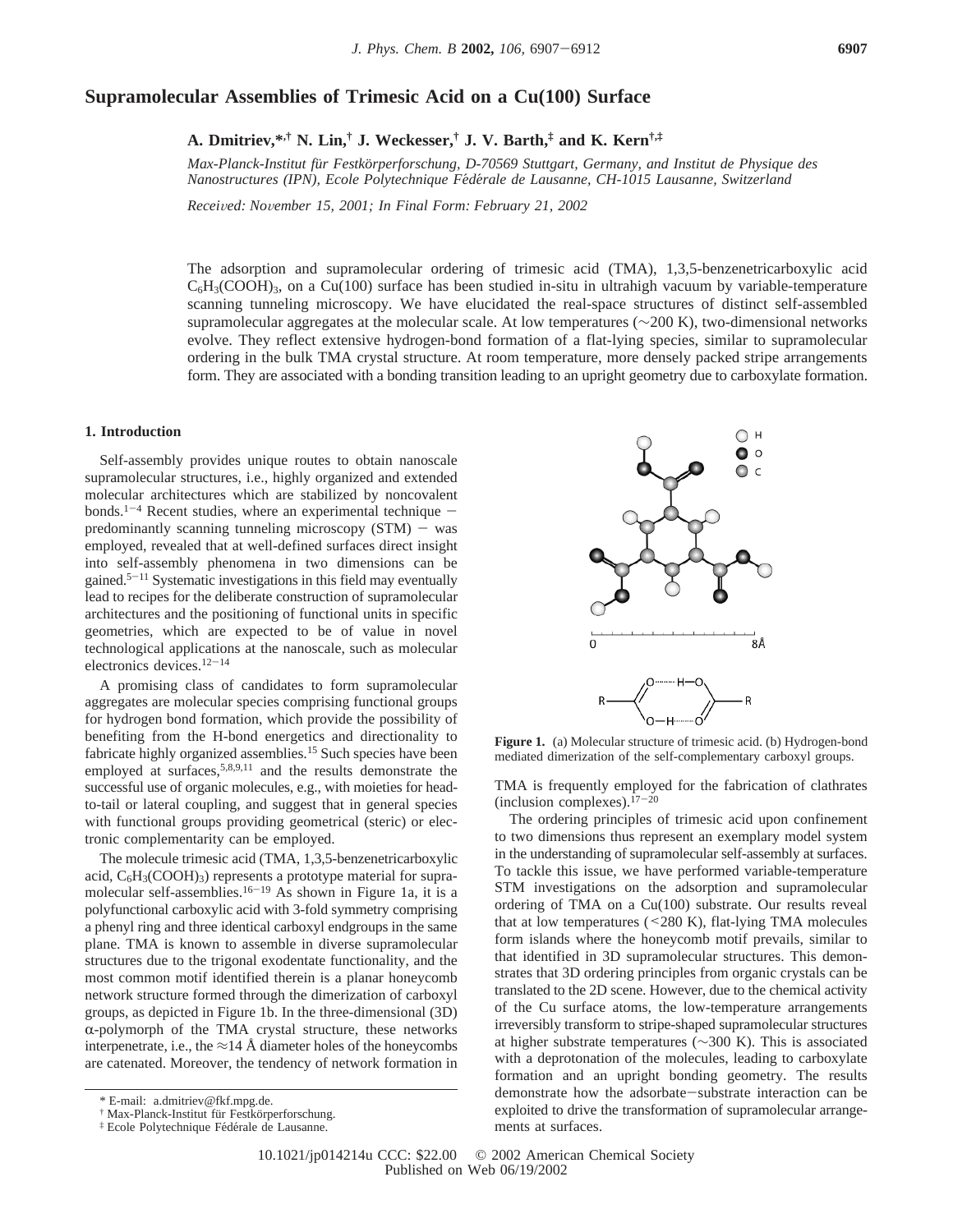# Supramolecular Assemblies of Trimesic Acid on a Cu(100) Surface

**A. Dmitriev,*,† N. Lin,† J. Weckesser,† J. V. Barth,‡ and K. Kern†,‡**

*Max-Planck-Institut für Festkörperforschung, D-70569 Stuttgart, Germany, and Institut de Physique des Nanostructures (IPN), Ecole Polytechnique Fédérale de Lausanne, CH-1015 Lausanne, Switzerland*

*Received: November 15, 2001; In Final Form: February 21, 2002*

The adsorption and supramolecular ordering of trimesic acid (TMA), 1,3,5-benzenetricarboxylic acid $C_6H_3(COOH)_3$, on a Cu(100) surface has been studied in-situ in ultrahigh vacuum by variable-temperature scanning tunneling microscopy. We have elucidated the real-space structures of distinct self-assembled supramolecular aggregates at the molecular scale. At low temperatures (∼200 K), two-dimensional networks evolve. They reflect extensive hydrogen-bond formation of a flat-lying species, similar to supramolecular ordering in the bulk TMA crystal structure. At room temperature, more densely packed stripe arrangements form. They are associated with a bonding transition leading to an upright geometry due to carboxylate formation.

## 1. Introduction

Self-assembly provides unique routes to obtain nanoscale supramolecular structures, i.e., highly organized and extended molecular architectures which are stabilized by noncovalent bonds.[1−4] Recent studies, where an experimental technique − predominantly scanning tunneling microscopy (STM) − was employed, revealed that at well-defined surfaces direct insight into self-assembly phenomena in two dimensions can be gained.[5−11] Systematic investigations in this field may eventually lead to recipes for the deliberate construction of supramolecular architectures and the positioning of functional units in specific geometries, which are expected to be of value in novel technological applications at the nanoscale, such as molecular electronics devices.[12−14]

A promising class of candidates to form supramolecular aggregates are molecular species comprising functional groups for hydrogen bond formation, which provide the possibility of benefiting from the H-bond energetics and directionality to fabricate highly organized assemblies.[15] Such species have been employed at surfaces,[5,8,9,11] and the results demonstrate the successful use of organic molecules, e.g., with moieties for head-to-tail or lateral coupling, and suggest that in general species with functional groups providing geometrical (steric) or electronic complementarity can be employed.

The molecule trimesic acid (TMA, 1,3,5-benzenetricarboxylic acid, $C_6H_3(COOH)_3$) represents a prototype material for supramolecular self-assemblies.[16−19] As shown in Figure 1a, it is a polyfunctional carboxylic acid with 3-fold symmetry comprising a phenyl ring and three identical carboxyl endgroups in the same plane. TMA is known to assemble in diverse supramolecular structures due to the trigonal exodentate functionality, and the most common motif identified therein is a planar honeycomb network structure formed through the dimerization of carboxyl groups, as depicted in Figure 1b. In the three-dimensional (3D) α-polymorph of the TMA crystal structure, these networks interpenetrate, i.e., the ≈14 Å diameter holes of the honeycombs are catenated. Moreover, the tendency of network formation in TMA is frequently employed for the fabrication of clathrates (inclusion complexes).[17−20]

**Figure 1.** (a) Molecular structure of trimesic acid. (b) Hydrogen-bond mediated dimerization of the self-complementary carboxyl groups.

The ordering principles of trimesic acid upon confinement to two dimensions thus represent an exemplary model system in the understanding of supramolecular self-assembly at surfaces. To tackle this issue, we have performed variable-temperature STM investigations on the adsorption and supramolecular ordering of TMA on a Cu(100) substrate. Our results reveal that at low temperatures (<280 K), flat-lying TMA molecules form islands where the honeycomb motif prevails, similar to that identified in 3D supramolecular structures. This demonstrates that 3D ordering principles from organic crystals can be translated to the 2D scene. However, due to the chemical activity of the Cu surface atoms, the low-temperature arrangements irreversibly transform to stripe-shaped supramolecular structures at higher substrate temperatures (∼300 K). This is associated with a deprotonation of the molecules, leading to carboxylate formation and an upright bonding geometry. The results demonstrate how the adsorbate−substrate interaction can be exploited to drive the transformation of supramolecular arrangements at surfaces.

\* E-mail: a.dmitriev@fkf.mpg.de.
† Max-Planck-Institut für Festkörperforschung.
‡ Ecole Polytechnique Fédérale de Lausanne.

10.1021/jp014214u CCC: $22.00 © 2002 American Chemical Society
Published on Web 06/19/2002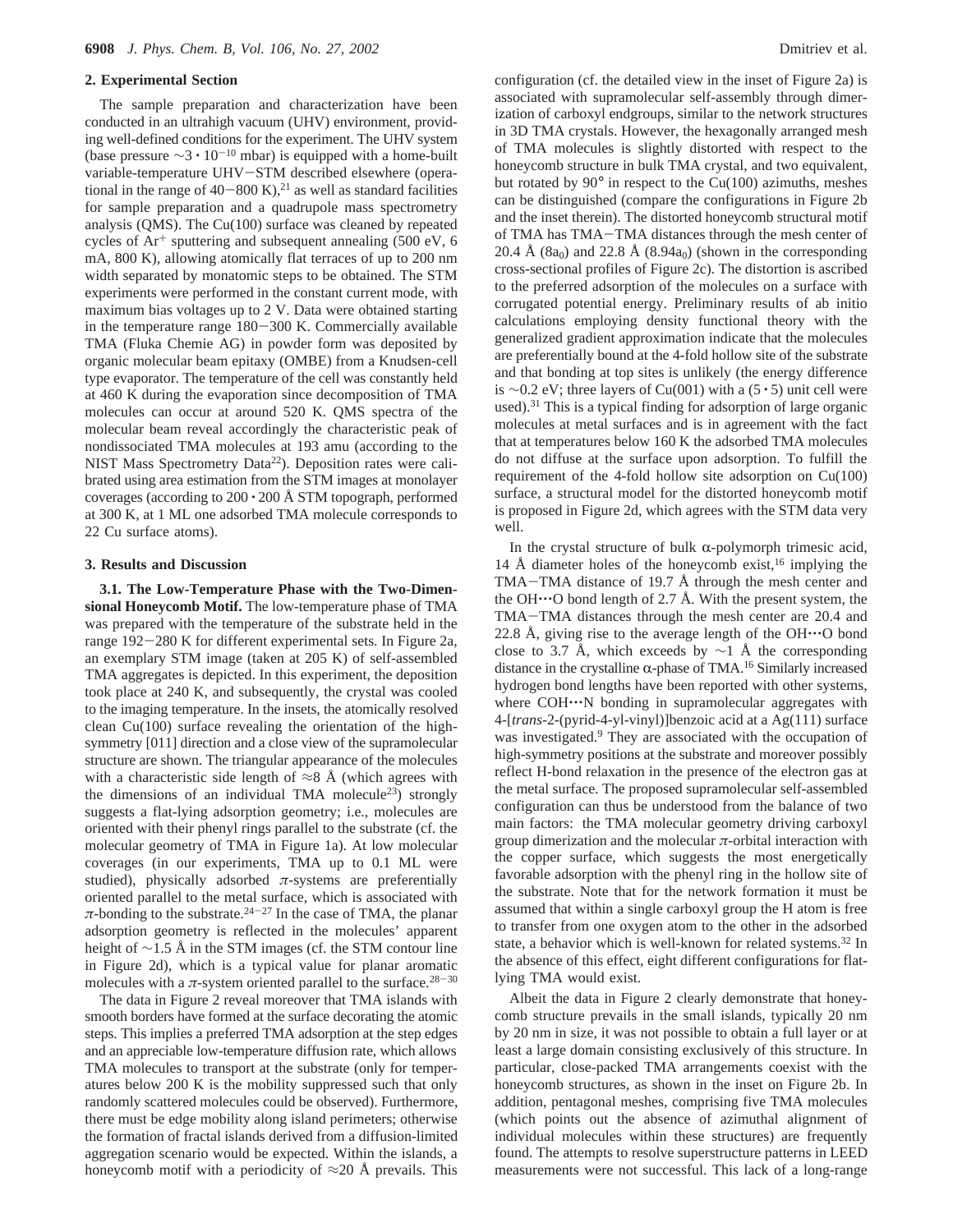## 2. Experimental Section

The sample preparation and characterization have been conducted in an ultrahigh vacuum (UHV) environment, providing well-defined conditions for the experiment. The UHV system (base pressure $\sim 3 \cdot 10^{-10}$ mbar) is equipped with a home-built variable-temperature UHV–STM described elsewhere (operational in the range of 40–800 K),[21] as well as standard facilities for sample preparation and a quadrupole mass spectrometry analysis (QMS). The Cu(100) surface was cleaned by repeated cycles of $Ar^+$ sputtering and subsequent annealing (500 eV, 6 mA, 800 K), allowing atomically flat terraces of up to 200 nm width separated by monatomic steps to be obtained. The STM experiments were performed in the constant current mode, with maximum bias voltages up to 2 V. Data were obtained starting in the temperature range 180–300 K. Commercially available TMA (Fluka Chemie AG) in powder form was deposited by organic molecular beam epitaxy (OMBE) from a Knudsen-cell type evaporator. The temperature of the cell was constantly held at 460 K during the evaporation since decomposition of TMA molecules can occur at around 520 K. QMS spectra of the molecular beam reveal accordingly the characteristic peak of nondissociated TMA molecules at 193 amu (according to the NIST Mass Spectrometry Data[22]). Deposition rates were calibrated using area estimation from the STM images at monolayer coverages (according to $200 \cdot 200$ Å STM topograph, performed at 300 K, at 1 ML one adsorbed TMA molecule corresponds to 22 Cu surface atoms).

## 3. Results and Discussion

**3.1. The Low-Temperature Phase with the Two-Dimensional Honeycomb Motif.** The low-temperature phase of TMA was prepared with the temperature of the substrate held in the range 192–280 K for different experimental sets. In Figure 2a, an exemplary STM image (taken at 205 K) of self-assembled TMA aggregates is depicted. In this experiment, the deposition took place at 240 K, and subsequently, the crystal was cooled to the imaging temperature. In the insets, the atomically resolved clean Cu(100) surface revealing the orientation of the high-symmetry [011] direction and a close view of the supramolecular structure are shown. The triangular appearance of the molecules with a characteristic side length of ≈8 Å (which agrees with the dimensions of an individual TMA molecule[23]) strongly suggests a flat-lying adsorption geometry; i.e., molecules are oriented with their phenyl rings parallel to the substrate (cf. the molecular geometry of TMA in Figure 1a). At low molecular coverages (in our experiments, TMA up to 0.1 ML were studied), physically adsorbed $\pi$-systems are preferentially oriented parallel to the metal surface, which is associated with $\pi$-bonding to the substrate.[24–27] In the case of TMA, the planar adsorption geometry is reflected in the molecules' apparent height of ~1.5 Å in the STM images (cf. the STM contour line in Figure 2d), which is a typical value for planar aromatic molecules with a $\pi$-system oriented parallel to the surface.[28–30]

The data in Figure 2 reveal moreover that TMA islands with smooth borders have formed at the surface decorating the atomic steps. This implies a preferred TMA adsorption at the step edges and an appreciable low-temperature diffusion rate, which allows TMA molecules to transport at the substrate (only for temperatures below 200 K is the mobility suppressed such that only randomly scattered molecules could be observed). Furthermore, there must be edge mobility along island perimeters; otherwise the formation of fractal islands derived from a diffusion-limited aggregation scenario would be expected. Within the islands, a honeycomb motif with a periodicity of ≈20 Å prevails. This configuration (cf. the detailed view in the inset of Figure 2a) is associated with supramolecular self-assembly through dimerization of carboxyl endgroups, similar to the network structures in 3D TMA crystals. However, the hexagonally arranged mesh of TMA molecules is slightly distorted with respect to the honeycomb structure in bulk TMA crystal, and two equivalent, but rotated by 90° in respect to the Cu(100) azimuths, meshes can be distinguished (compare the configurations in Figure 2b and the inset therein). The distorted honeycomb structural motif of TMA has TMA–TMA distances through the mesh center of 20.4 Å ($8a_0$) and 22.8 Å ($8.94a_0$) (shown in the corresponding cross-sectional profiles of Figure 2c). The distortion is ascribed to the preferred adsorption of the molecules on a surface with corrugated potential energy. Preliminary results of ab initio calculations employing density functional theory with the generalized gradient approximation indicate that the molecules are preferentially bound at the 4-fold hollow site of the substrate and that bonding at top sites is unlikely (the energy difference is ~0.2 eV; three layers of Cu(001) with a $(5 \cdot 5)$ unit cell were used).[31] This is a typical finding for adsorption of large organic molecules at metal surfaces and is in agreement with the fact that at temperatures below 160 K the adsorbed TMA molecules do not diffuse at the surface upon adsorption. To fulfill the requirement of the 4-fold hollow site adsorption on Cu(100) surface, a structural model for the distorted honeycomb motif is proposed in Figure 2d, which agrees with the STM data very well.

In the crystal structure of bulk $\alpha$-polymorph trimesic acid, 14 Å diameter holes of the honeycomb exist,[16] implying the TMA–TMA distance of 19.7 Å through the mesh center and the OH···O bond length of 2.7 Å. With the present system, the TMA–TMA distances through the mesh center are 20.4 and 22.8 Å, giving rise to the average length of the OH···O bond close to 3.7 Å, which exceeds by ~1 Å the corresponding distance in the crystalline $\alpha$-phase of TMA.[16] Similarly increased hydrogen bond lengths have been reported with other systems, where COH···N bonding in supramolecular aggregates with 4-[*trans*-2-(pyrid-4-yl-vinyl)]benzoic acid at a Ag(111) surface was investigated.[9] They are associated with the occupation of high-symmetry positions at the substrate and moreover possibly reflect H-bond relaxation in the presence of the electron gas at the metal surface. The proposed supramolecular self-assembled configuration can thus be understood from the balance of two main factors: the TMA molecular geometry driving carboxyl group dimerization and the molecular $\pi$-orbital interaction with the copper surface, which suggests the most energetically favorable adsorption with the phenyl ring in the hollow site of the substrate. Note that for the network formation it must be assumed that within a single carboxyl group the H atom is free to transfer from one oxygen atom to the other in the adsorbed state, a behavior which is well-known for related systems.[32] In the absence of this effect, eight different configurations for flat-lying TMA would exist.

Albeit the data in Figure 2 clearly demonstrate that honeycomb structure prevails in the small islands, typically 20 nm by 20 nm in size, it was not possible to obtain a full layer or at least a large domain consisting exclusively of this structure. In particular, close-packed TMA arrangements coexist with the honeycomb structures, as shown in the inset on Figure 2b. In addition, pentagonal meshes, comprising five TMA molecules (which points out the absence of azimuthal alignment of individual molecules within these structures) are frequently found. The attempts to resolve superstructure patterns in LEED measurements were not successful. This lack of a long-range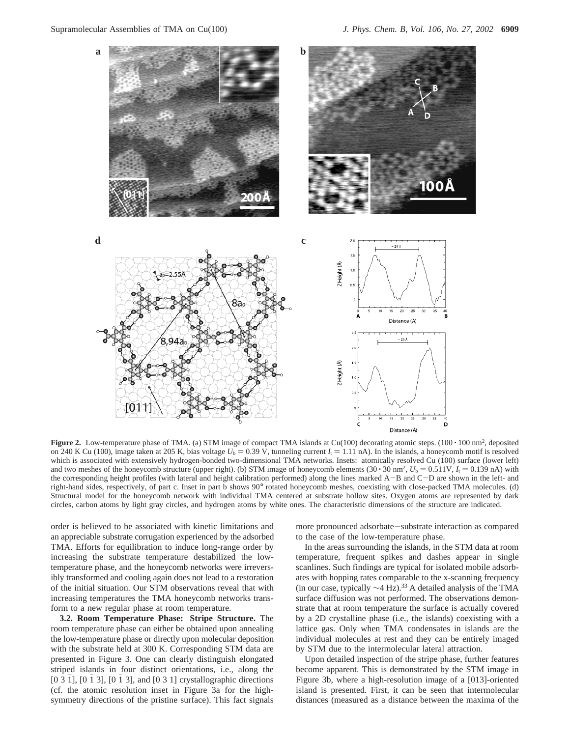**Figure 2.** Low-temperature phase of TMA. (a) STM image of compact TMA islands at Cu(100) decorating atomic steps. ($100 \cdot 100$ nm$^2$, deposited on 240 K Cu (100), image taken at 205 K, bias voltage $U_b = 0.39$ V, tunneling current $I_t = 1.11$ nA). In the islands, a honeycomb motif is resolved which is associated with extensively hydrogen-bonded two-dimensional TMA networks. Insets: atomically resolved Cu (100) surface (lower left) and two meshes of the honeycomb structure (upper right). (b) STM image of honeycomb elements ($30 \cdot 30$ nm$^2$, $U_b = 0.511$V, $I_t = 0.139$ nA) with the corresponding height profiles (with lateral and height calibration performed) along the lines marked A−B and C−D are shown in the left- and right-hand sides, respectively, of part c. Inset in part b shows 90° rotated honeycomb meshes, coexisting with close-packed TMA molecules. (d) Structural model for the honeycomb network with individual TMA centered at substrate hollow sites. Oxygen atoms are represented by dark circles, carbon atoms by light gray circles, and hydrogen atoms by white ones. The characteristic dimensions of the structure are indicated.

order is believed to be associated with kinetic limitations and an appreciable substrate corrugation experienced by the adsorbed TMA. Efforts for equilibration to induce long-range order by increasing the substrate temperature destabilized the low-temperature phase, and the honeycomb networks were irreversibly transformed and cooling again does not lead to a restoration of the initial situation. Our STM observations reveal that with increasing temperatures the TMA honeycomb networks transform to a new regular phase at room temperature.

**3.2. Room Temperature Phase: Stripe Structure.** The room temperature phase can either be obtained upon annealing the low-temperature phase or directly upon molecular deposition with the substrate held at 300 K. Corresponding STM data are presented in Figure 3. One can clearly distinguish elongated striped islands in four distinct orientations, i.e., along the [0 3 $\bar{1}$], [0 $\bar{1}$ 3], [0 $\bar{1}$ 3], and [0 3 1] crystallographic directions (cf. the atomic resolution inset in Figure 3a for the high-symmetry directions of the pristine surface). This fact signals more pronounced adsorbate−substrate interaction as compared to the case of the low-temperature phase.

In the areas surrounding the islands, in the STM data at room temperature, frequent spikes and dashes appear in single scanlines. Such findings are typical for isolated mobile adsorbates with hopping rates comparable to the x-scanning frequency (in our case, typically ~4 Hz).[33] A detailed analysis of the TMA surface diffusion was not performed. The observations demonstrate that at room temperature the surface is actually covered by a 2D crystalline phase (i.e., the islands) coexisting with a lattice gas. Only when TMA condensates in islands are the individual molecules at rest and they can be entirely imaged by STM due to the intermolecular lateral attraction.

Upon detailed inspection of the stripe phase, further features become apparent. This is demonstrated by the STM image in Figure 3b, where a high-resolution image of a [013]-oriented island is presented. First, it can be seen that intermolecular distances (measured as a distance between the maxima of the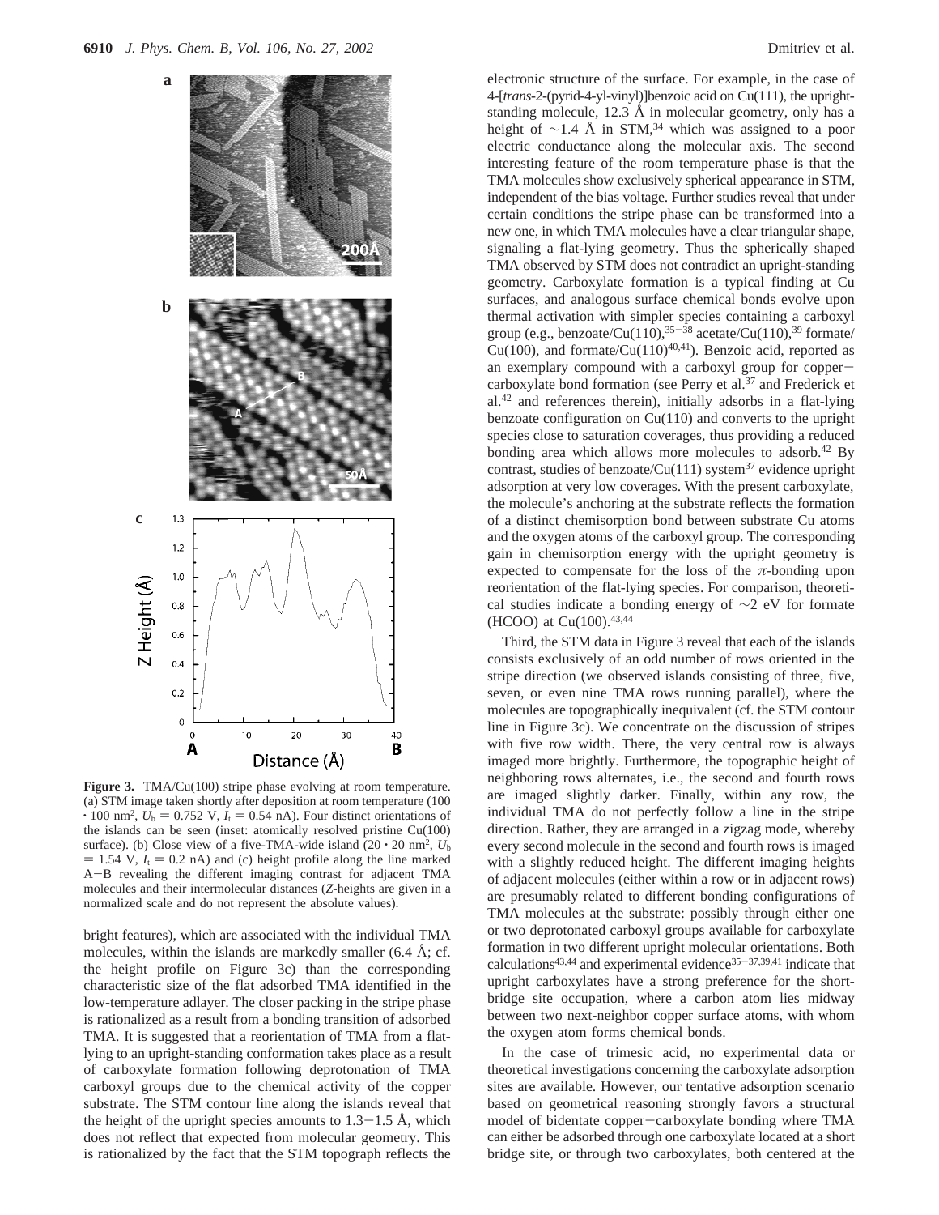**Figure 3.** TMA/Cu(100) stripe phase evolving at room temperature. (a) STM image taken shortly after deposition at room temperature (100 · 100 nm$^2$, $U_b$ = 0.752 V, $I_t$ = 0.54 nA). Four distinct orientations of the islands can be seen (inset: atomically resolved pristine Cu(100) surface). (b) Close view of a five-TMA-wide island (20 · 20 nm$^2$, $U_b$ = 1.54 V, $I_t$ = 0.2 nA) and (c) height profile along the line marked A–B revealing the different imaging contrast for adjacent TMA molecules and their intermolecular distances (*Z*-heights are given in a normalized scale and do not represent the absolute values).

bright features), which are associated with the individual TMA molecules, within the islands are markedly smaller (6.4 Å; cf. the height profile on Figure 3c) than the corresponding characteristic size of the flat adsorbed TMA identified in the low-temperature adlayer. The closer packing in the stripe phase is rationalized as a result from a bonding transition of adsorbed TMA. It is suggested that a reorientation of TMA from a flat-lying to an upright-standing conformation takes place as a result of carboxylate formation following deprotonation of TMA carboxyl groups due to the chemical activity of the copper substrate. The STM contour line along the islands reveal that the height of the upright species amounts to 1.3–1.5 Å, which does not reflect that expected from molecular geometry. This is rationalized by the fact that the STM topograph reflects the electronic structure of the surface. For example, in the case of 4-[*trans*-2-(pyrid-4-yl-vinyl)]benzoic acid on Cu(111), the upright-standing molecule, 12.3 Å in molecular geometry, only has a height of ~1.4 Å in STM,[34] which was assigned to a poor electric conductance along the molecular axis. The second interesting feature of the room temperature phase is that the TMA molecules show exclusively spherical appearance in STM, independent of the bias voltage. Further studies reveal that under certain conditions the stripe phase can be transformed into a new one, in which TMA molecules have a clear triangular shape, signaling a flat-lying geometry. Thus the spherically shaped TMA observed by STM does not contradict an upright-standing geometry. Carboxylate formation is a typical finding at Cu surfaces, and analogous surface chemical bonds evolve upon thermal activation with simpler species containing a carboxyl group (e.g., benzoate/Cu(110),[35–38] acetate/Cu(110),[39] formate/Cu(100), and formate/Cu(110)[40,41]). Benzoic acid, reported as an exemplary compound with a carboxyl group for copper–carboxylate bond formation (see Perry et al.[37] and Frederick et al.[42] and references therein), initially adsorbs in a flat-lying benzoate configuration on Cu(110) and converts to the upright species close to saturation coverages, thus providing a reduced bonding area which allows more molecules to adsorb.[42] By contrast, studies of benzoate/Cu(111) system[37] evidence upright adsorption at very low coverages. With the present carboxylate, the molecule's anchoring at the substrate reflects the formation of a distinct chemisorption bond between substrate Cu atoms and the oxygen atoms of the carboxyl group. The corresponding gain in chemisorption energy with the upright geometry is expected to compensate for the loss of the $\pi$-bonding upon reorientation of the flat-lying species. For comparison, theoretical studies indicate a bonding energy of ~2 eV for formate (HCOO) at Cu(100).[43,44]

Third, the STM data in Figure 3 reveal that each of the islands consists exclusively of an odd number of rows oriented in the stripe direction (we observed islands consisting of three, five, seven, or even nine TMA rows running parallel), where the molecules are topographically inequivalent (cf. the STM contour line in Figure 3c). We concentrate on the discussion of stripes with five row width. There, the very central row is always imaged more brightly. Furthermore, the topographic height of neighboring rows alternates, i.e., the second and fourth rows are imaged slightly darker. Finally, within any row, the individual TMA do not perfectly follow a line in the stripe direction. Rather, they are arranged in a zigzag mode, whereby every second molecule in the second and fourth rows is imaged with a slightly reduced height. The different imaging heights of adjacent molecules (either within a row or in adjacent rows) are presumably related to different bonding configurations of TMA molecules at the substrate: possibly through either one or two deprotonated carboxyl groups available for carboxylate formation in two different upright molecular orientations. Both calculations[43,44] and experimental evidence[35–37,39,41] indicate that upright carboxylates have a strong preference for the short-bridge site occupation, where a carbon atom lies midway between two next-neighbor copper surface atoms, with whom the oxygen atom forms chemical bonds.

In the case of trimesic acid, no experimental data or theoretical investigations concerning the carboxylate adsorption sites are available. However, our tentative adsorption scenario based on geometrical reasoning strongly favors a structural model of bidentate copper–carboxylate bonding where TMA can either be adsorbed through one carboxylate located at a short bridge site, or through two carboxylates, both centered at the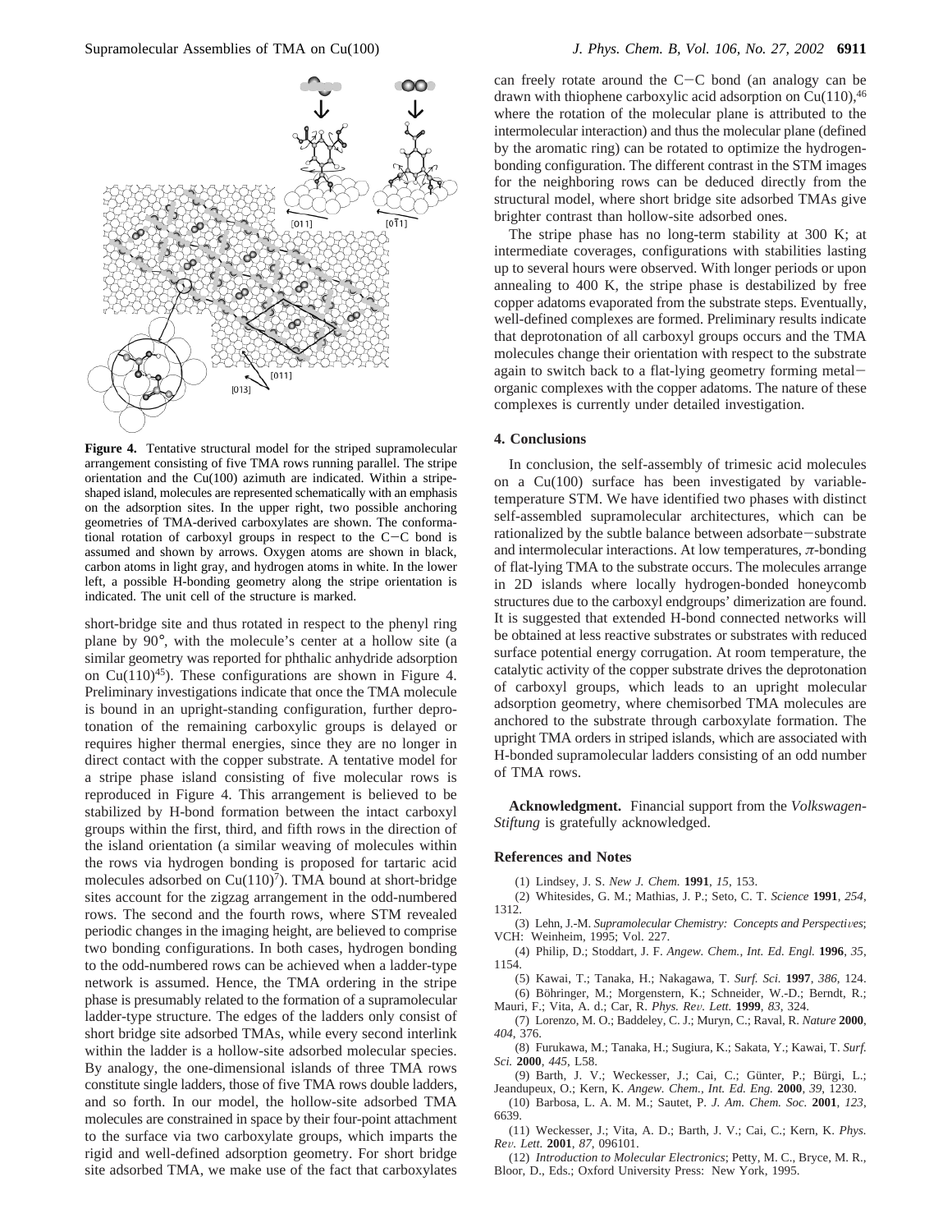[011]

[0$\bar{1}$1]

[011]

[013]

**Figure 4.** Tentative structural model for the striped supramolecular arrangement consisting of five TMA rows running parallel. The stripe orientation and the Cu(100) azimuth are indicated. Within a stripe-shaped island, molecules are represented schematically with an emphasis on the adsorption sites. In the upper right, two possible anchoring geometries of TMA-derived carboxylates are shown. The conformational rotation of carboxyl groups in respect to the C−C bond is assumed and shown by arrows. Oxygen atoms are shown in black, carbon atoms in light gray, and hydrogen atoms in white. In the lower left, a possible H-bonding geometry along the stripe orientation is indicated. The unit cell of the structure is marked.

short-bridge site and thus rotated in respect to the phenyl ring plane by 90°, with the molecule's center at a hollow site (a similar geometry was reported for phthalic anhydride adsorption on Cu(110)[45]). These configurations are shown in Figure 4. Preliminary investigations indicate that once the TMA molecule is bound in an upright-standing configuration, further deprotonation of the remaining carboxylic groups is delayed or requires higher thermal energies, since they are no longer in direct contact with the copper substrate. A tentative model for a stripe phase island consisting of five molecular rows is reproduced in Figure 4. This arrangement is believed to be stabilized by H-bond formation between the intact carboxyl groups within the first, third, and fifth rows in the direction of the island orientation (a similar weaving of molecules within the rows via hydrogen bonding is proposed for tartaric acid molecules adsorbed on Cu(110)[7]). TMA bound at short-bridge sites account for the zigzag arrangement in the odd-numbered rows. The second and the fourth rows, where STM revealed periodic changes in the imaging height, are believed to comprise two bonding configurations. In both cases, hydrogen bonding to the odd-numbered rows can be achieved when a ladder-type network is assumed. Hence, the TMA ordering in the stripe phase is presumably related to the formation of a supramolecular ladder-type structure. The edges of the ladders only consist of short bridge site adsorbed TMAs, while every second interlink within the ladder is a hollow-site adsorbed molecular species. By analogy, the one-dimensional islands of three TMA rows constitute single ladders, those of five TMA rows double ladders, and so forth. In our model, the hollow-site adsorbed TMA molecules are constrained in space by their four-point attachment to the surface via two carboxylate groups, which imparts the rigid and well-defined adsorption geometry. For short bridge site adsorbed TMA, we make use of the fact that carboxylates can freely rotate around the C−C bond (an analogy can be drawn with thiophene carboxylic acid adsorption on Cu(110),[46] where the rotation of the molecular plane is attributed to the intermolecular interaction) and thus the molecular plane (defined by the aromatic ring) can be rotated to optimize the hydrogen-bonding configuration. The different contrast in the STM images for the neighboring rows can be deduced directly from the structural model, where short bridge site adsorbed TMAs give brighter contrast than hollow-site adsorbed ones.

The stripe phase has no long-term stability at 300 K; at intermediate coverages, configurations with stabilities lasting up to several hours were observed. With longer periods or upon annealing to 400 K, the stripe phase is destabilized by free copper adatoms evaporated from the substrate steps. Eventually, well-defined complexes are formed. Preliminary results indicate that deprotonation of all carboxyl groups occurs and the TMA molecules change their orientation with respect to the substrate again to switch back to a flat-lying geometry forming metal−organic complexes with the copper adatoms. The nature of these complexes is currently under detailed investigation.

## 4. Conclusions

In conclusion, the self-assembly of trimesic acid molecules on a Cu(100) surface has been investigated by variable-temperature STM. We have identified two phases with distinct self-assembled supramolecular architectures, which can be rationalized by the subtle balance between adsorbate−substrate and intermolecular interactions. At low temperatures, $\pi$-bonding of flat-lying TMA to the substrate occurs. The molecules arrange in 2D islands where locally hydrogen-bonded honeycomb structures due to the carboxyl endgroups' dimerization are found. It is suggested that extended H-bond connected networks will be obtained at less reactive substrates or substrates with reduced surface potential energy corrugation. At room temperature, the catalytic activity of the copper substrate drives the deprotonation of carboxyl groups, which leads to an upright molecular adsorption geometry, where chemisorbed TMA molecules are anchored to the substrate through carboxylate formation. The upright TMA orders in striped islands, which are associated with H-bonded supramolecular ladders consisting of an odd number of TMA rows.

**Acknowledgment.** Financial support from the *Volkswagen-Stiftung* is gratefully acknowledged.

## References and Notes

(1) Lindsey, J. S. *New J. Chem.* **1991**, *15*, 153.

(2) Whitesides, G. M.; Mathias, J. P.; Seto, C. T. *Science* **1991**, *254*, 1312.

(3) Lehn, J.-M. *Supramolecular Chemistry: Concepts and Perspectives*; VCH: Weinheim, 1995; Vol. 227.

(4) Philip, D.; Stoddart, J. F. *Angew. Chem., Int. Ed. Engl.* **1996**, *35*, 1154.

(5) Kawai, T.; Tanaka, H.; Nakagawa, T. *Surf. Sci.* **1997**, *386*, 124.

(6) Böhringer, M.; Morgenstern, K.; Schneider, W.-D.; Berndt, R.; Mauri, F.; Vita, A. d.; Car, R. *Phys. Rev. Lett.* **1999**, *83*, 324.

(7) Lorenzo, M. O.; Baddeley, C. J.; Muryn, C.; Raval, R. *Nature* **2000**, *404*, 376.

(8) Furukawa, M.; Tanaka, H.; Sugiura, K.; Sakata, Y.; Kawai, T. *Surf. Sci.* **2000**, *445*, L58.

(9) Barth, J. V.; Weckesser, J.; Cai, C.; Günter, P.; Bürgi, L.; Jeandupeux, O.; Kern, K. *Angew. Chem., Int. Ed. Eng.* **2000**, *39*, 1230.

(10) Barbosa, L. A. M. M.; Sautet, P. *J. Am. Chem. Soc.* **2001**, *123*, 6639.

(11) Weckesser, J.; Vita, A. D.; Barth, J. V.; Cai, C.; Kern, K. *Phys. Rev. Lett.* **2001**, *87*, 096101.

(12) *Introduction to Molecular Electronics*; Petty, M. C., Bryce, M. R., Bloor, D., Eds.; Oxford University Press: New York, 1995.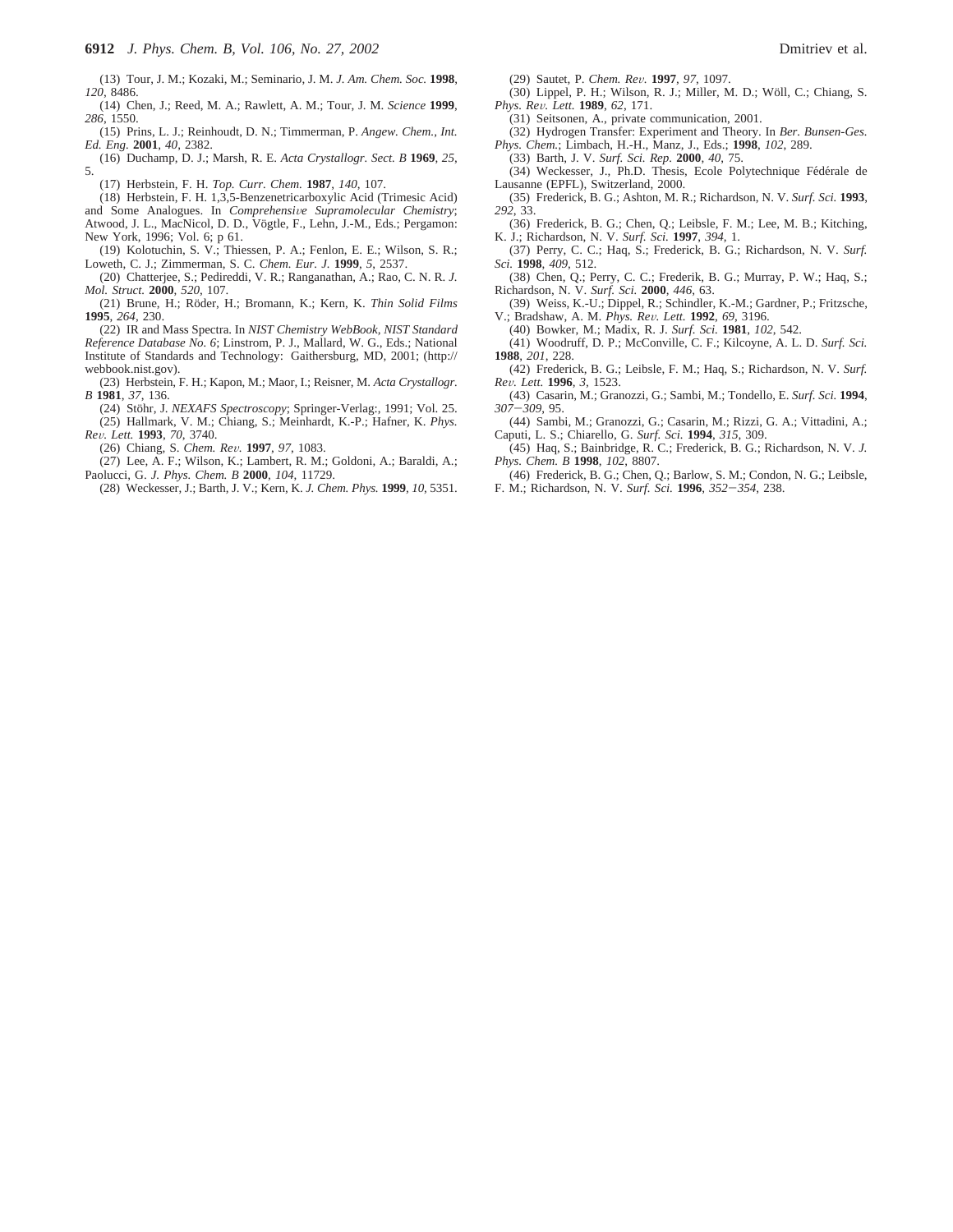(13) Tour, J. M.; Kozaki, M.; Seminario, J. M. *J. Am. Chem. Soc.* **1998**, *120*, 8486.

(14) Chen, J.; Reed, M. A.; Rawlett, A. M.; Tour, J. M. *Science* **1999**, *286*, 1550.

(15) Prins, L. J.; Reinhoudt, D. N.; Timmerman, P. *Angew. Chem., Int. Ed. Eng.* **2001**, *40*, 2382.

(16) Duchamp, D. J.; Marsh, R. E. *Acta Crystallogr. Sect. B* **1969**, *25*, 5.

(17) Herbstein, F. H. *Top. Curr. Chem.* **1987**, *140*, 107.

(18) Herbstein, F. H. 1,3,5-Benzenetricarboxylic Acid (Trimesic Acid) and Some Analogues. In *Comprehensive Supramolecular Chemistry*; Atwood, J. L., MacNicol, D. D., Vögtle, F., Lehn, J.-M., Eds.; Pergamon: New York, 1996; Vol. 6; p 61.

(19) Kolotuchin, S. V.; Thiessen, P. A.; Fenlon, E. E.; Wilson, S. R.; Loweth, C. J.; Zimmerman, S. C. *Chem. Eur. J.* **1999**, *5*, 2537.

(20) Chatterjee, S.; Pedireddi, V. R.; Ranganathan, A.; Rao, C. N. R. *J. Mol. Struct.* **2000**, *520*, 107.

(21) Brune, H.; Röder, H.; Bromann, K.; Kern, K. *Thin Solid Films* **1995**, *264*, 230.

(22) IR and Mass Spectra. In *NIST Chemistry WebBook, NIST Standard Reference Database No. 6*; Linstrom, P. J., Mallard, W. G., Eds.; National Institute of Standards and Technology: Gaithersburg, MD, 2001; (http://webbook.nist.gov).

(23) Herbstein, F. H.; Kapon, M.; Maor, I.; Reisner, M. *Acta Crystallogr. B* **1981**, *37*, 136.

(24) Stöhr, J. *NEXAFS Spectroscopy*; Springer-Verlag:, 1991; Vol. 25.

(25) Hallmark, V. M.; Chiang, S.; Meinhardt, K.-P.; Hafner, K. *Phys. Rev. Lett.* **1993**, *70*, 3740.

(26) Chiang, S. *Chem. Rev.* **1997**, *97*, 1083.

(27) Lee, A. F.; Wilson, K.; Lambert, R. M.; Goldoni, A.; Baraldi, A.; Paolucci, G. *J. Phys. Chem. B* **2000**, *104*, 11729.

(28) Weckesser, J.; Barth, J. V.; Kern, K. *J. Chem. Phys.* **1999**, *10*, 5351.

(29) Sautet, P. *Chem. Rev.* **1997**, *97*, 1097.

(30) Lippel, P. H.; Wilson, R. J.; Miller, M. D.; Wöll, C.; Chiang, S. *Phys. Rev. Lett.* **1989**, *62*, 171.

(31) Seitsonen, A., private communication, 2001.

(32) Hydrogen Transfer: Experiment and Theory. In *Ber. Bunsen-Ges. Phys. Chem.*; Limbach, H.-H., Manz, J., Eds.; **1998**, *102*, 289.

(33) Barth, J. V. *Surf. Sci. Rep.* **2000**, *40*, 75.

(34) Weckesser, J., Ph.D. Thesis, Ecole Polytechnique Fédérale de Lausanne (EPFL), Switzerland, 2000.

(35) Frederick, B. G.; Ashton, M. R.; Richardson, N. V. *Surf. Sci.* **1993**, *292*, 33.

(36) Frederick, B. G.; Chen, Q.; Leibsle, F. M.; Lee, M. B.; Kitching, K. J.; Richardson, N. V. *Surf. Sci.* **1997**, *394*, 1.

(37) Perry, C. C.; Haq, S.; Frederick, B. G.; Richardson, N. V. *Surf. Sci.* **1998**, *409*, 512.

(38) Chen, Q.; Perry, C. C.; Frederik, B. G.; Murray, P. W.; Haq, S.; Richardson, N. V. *Surf. Sci.* **2000**, *446*, 63.

(39) Weiss, K.-U.; Dippel, R.; Schindler, K.-M.; Gardner, P.; Fritzsche, V.; Bradshaw, A. M. *Phys. Rev. Lett.* **1992**, *69*, 3196.

(40) Bowker, M.; Madix, R. J. *Surf. Sci.* **1981**, *102*, 542.

(41) Woodruff, D. P.; McConville, C. F.; Kilcoyne, A. L. D. *Surf. Sci.* **1988**, *201*, 228.

(42) Frederick, B. G.; Leibsle, F. M.; Haq, S.; Richardson, N. V. *Surf. Rev. Lett.* **1996**, *3*, 1523.

(43) Casarin, M.; Granozzi, G.; Sambi, M.; Tondello, E. *Surf. Sci.* **1994**, *307–309*, 95.

(44) Sambi, M.; Granozzi, G.; Casarin, M.; Rizzi, G. A.; Vittadini, A.; Caputi, L. S.; Chiarello, G. *Surf. Sci.* **1994**, *315*, 309.

(45) Haq, S.; Bainbridge, R. C.; Frederick, B. G.; Richardson, N. V. *J. Phys. Chem. B* **1998**, *102*, 8807.

(46) Frederick, B. G.; Chen, Q.; Barlow, S. M.; Condon, N. G.; Leibsle, F. M.; Richardson, N. V. *Surf. Sci.* **1996**, *352–354*, 238.